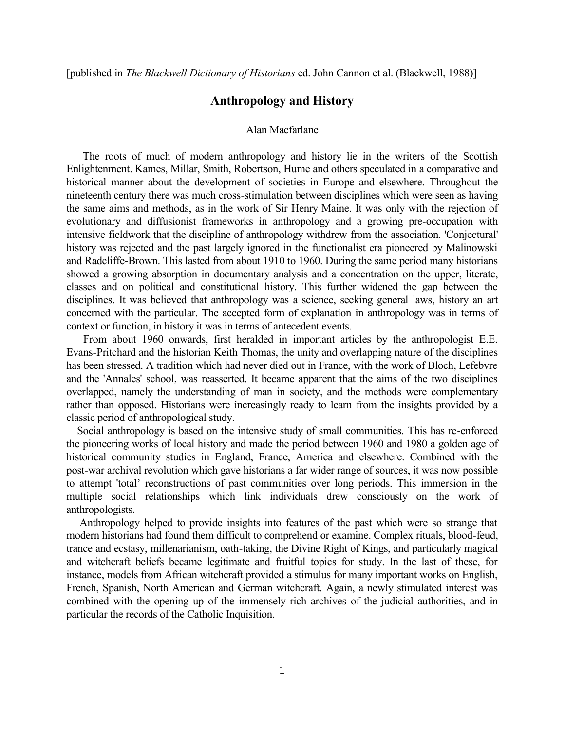[published in *The Blackwell Dictionary of Historians* ed. John Cannon et al. (Blackwell, 1988)]

## Anthropology and History

Alan Macfarlane

The roots of much of modern anthropology and history lie in the writers of the Scottish Enlightenment. Kames, Millar, Smith, Robertson, Hume and others speculated in a comparative and historical manner about the development of societies in Europe and elsewhere. Throughout the nineteenth century there was much cross-stimulation between disciplines which were seen as having the same aims and methods, as in the work of Sir Henry Maine. It was only with the rejection of evolutionary and diffusionist frameworks in anthropology and a growing pre-occupation with intensive fieldwork that the discipline of anthropology withdrew from the association. 'Conjectural' history was rejected and the past largely ignored in the functionalist era pioneered by Malinowski and Radcliffe-Brown. This lasted from about 1910 to 1960. During the same period many historians showed a growing absorption in documentary analysis and a concentration on the upper, literate, classes and on political and constitutional history. This further widened the gap between the disciplines. It was believed that anthropology was a science, seeking general laws, history an art concerned with the particular. The accepted form of explanation in anthropology was in terms of context or function, in history it was in terms of antecedent events.

From about 1960 onwards, first heralded in important articles by the anthropologist E.E. Evans-Pritchard and the historian Keith Thomas, the unity and overlapping nature of the disciplines has been stressed. A tradition which had never died out in France, with the work of Bloch, Lefebvre and the 'Annales' school, was reasserted. It became apparent that the aims of the two disciplines overlapped, namely the understanding of man in society, and the methods were complementary rather than opposed. Historians were increasingly ready to learn from the insights provided by a classic period of anthropological study.

Social anthropology is based on the intensive study of small communities. This has re-enforced the pioneering works of local history and made the period between 1960 and 1980 a golden age of historical community studies in England, France, America and elsewhere. Combined with the post-war archival revolution which gave historians a far wider range of sources, it was now possible to attempt 'total' reconstructions of past communities over long periods. This immersion in the multiple social relationships which link individuals drew consciously on the work of anthropologists.

Anthropology helped to provide insights into features of the past which were so strange that modern historians had found them difficult to comprehend or examine. Complex rituals, blood-feud, trance and ecstasy, millenarianism, oath-taking, the Divine Right of Kings, and particularly magical and witchcraft beliefs became legitimate and fruitful topics for study. In the last of these, for instance, models from African witchcraft provided a stimulus for many important works on English, French, Spanish, North American and German witchcraft. Again, a newly stimulated interest was combined with the opening up of the immensely rich archives of the judicial authorities, and in particular the records of the Catholic Inquisition.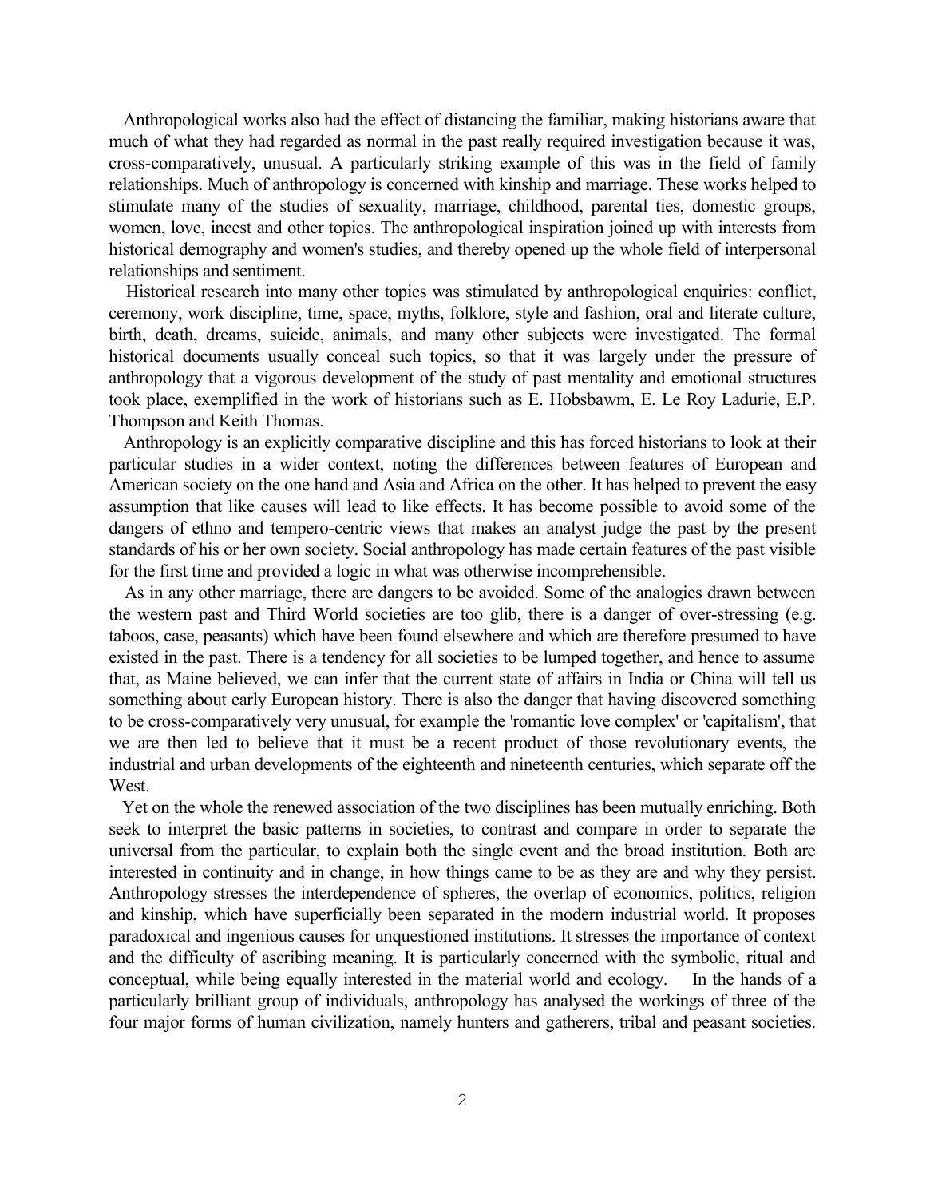Anthropological works also had the effect of distancing the familiar, making historians aware that much of what they had regarded as normal in the past really required investigation because it was, cross-comparatively, unusual. A particularly striking example of this was in the field of family relationships. Much of anthropology is concerned with kinship and marriage. These works helped to stimulate many of the studies of sexuality, marriage, childhood, parental ties, domestic groups, women, love, incest and other topics. The anthropological inspiration joined up with interests from historical demography and women's studies, and thereby opened up the whole field of interpersonal relationships and sentiment.

Historical research into many other topics was stimulated by anthropological enquiries: conflict, ceremony, work discipline, time, space, myths, folklore, style and fashion, oral and literate culture, birth, death, dreams, suicide, animals, and many other subjects were investigated. The formal historical documents usually conceal such topics, so that it was largely under the pressure of anthropology that a vigorous development of the study of past mentality and emotional structures took place, exemplified in the work of historians such as E. Hobsbawm, E. Le Roy Ladurie, E.P. Thompson and Keith Thomas.

Anthropology is an explicitly comparative discipline and this has forced historians to look at their particular studies in a wider context, noting the differences between features of European and American society on the one hand and Asia and Africa on the other. It has helped to prevent the easy assumption that like causes will lead to like effects. It has become possible to avoid some of the dangers of ethno and tempero-centric views that makes an analyst judge the past by the present standards of his or her own society. Social anthropology has made certain features of the past visible for the first time and provided a logic in what was otherwise incomprehensible.

As in any other marriage, there are dangers to be avoided. Some of the analogies drawn between the western past and Third World societies are too glib, there is a danger of over-stressing (e.g. taboos, case, peasants) which have been found elsewhere and which are therefore presumed to have existed in the past. There is a tendency for all societies to be lumped together, and hence to assume that, as Maine believed, we can infer that the current state of affairs in India or China will tell us something about early European history. There is also the danger that having discovered something to be cross-comparatively very unusual, for example the 'romantic love complex' or 'capitalism', that we are then led to believe that it must be a recent product of those revolutionary events, the industrial and urban developments of the eighteenth and nineteenth centuries, which separate off the West.

Yet on the whole the renewed association of the two disciplines has been mutually enriching. Both seek to interpret the basic patterns in societies, to contrast and compare in order to separate the universal from the particular, to explain both the single event and the broad institution. Both are interested in continuity and in change, in how things came to be as they are and why they persist. Anthropology stresses the interdependence of spheres, the overlap of economics, politics, religion and kinship, which have superficially been separated in the modern industrial world. It proposes paradoxical and ingenious causes for unquestioned institutions. It stresses the importance of context and the difficulty of ascribing meaning. It is particularly concerned with the symbolic, ritual and conceptual, while being equally interested in the material world and ecology. In the hands of a particularly brilliant group of individuals, anthropology has analysed the workings of three of the four major forms of human civilization, namely hunters and gatherers, tribal and peasant societies.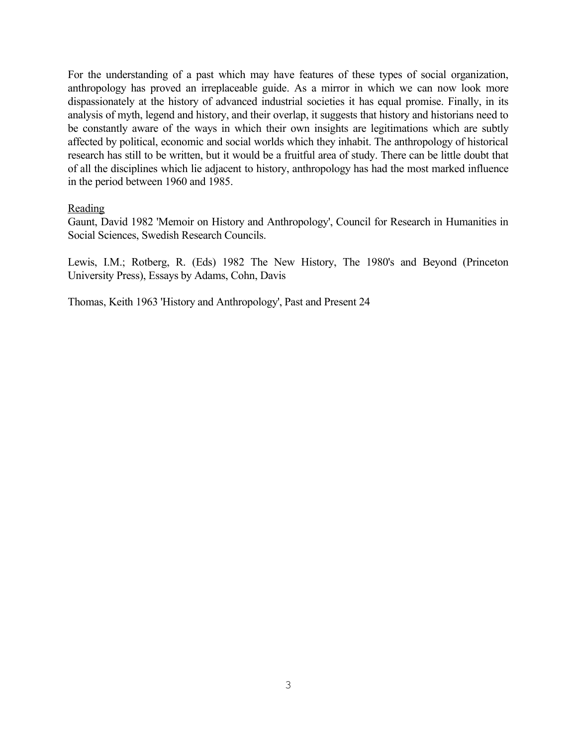For the understanding of a past which may have features of these types of social organization, anthropology has proved an irreplaceable guide. As a mirror in which we can now look more dispassionately at the history of advanced industrial societies it has equal promise. Finally, in its analysis of myth, legend and history, and their overlap, it suggests that history and historians need to be constantly aware of the ways in which their own insights are legitimations which are subtly affected by political, economic and social worlds which they inhabit. The anthropology of historical research has still to be written, but it would be a fruitful area of study. There can be little doubt that of all the disciplines which lie adjacent to history, anthropology has had the most marked influence in the period between 1960 and 1985.

<u>Reading</u>

Gaunt, David 1982 'Memoir on History and Anthropology', Council for Research in Humanities in Social Sciences, Swedish Research Councils.

Lewis, I.M.; Rotberg, R. (Eds) 1982 The New History, The 1980's and Beyond (Princeton University Press), Essays by Adams, Cohn, Davis

Thomas, Keith 1963 'History and Anthropology', Past and Present 24